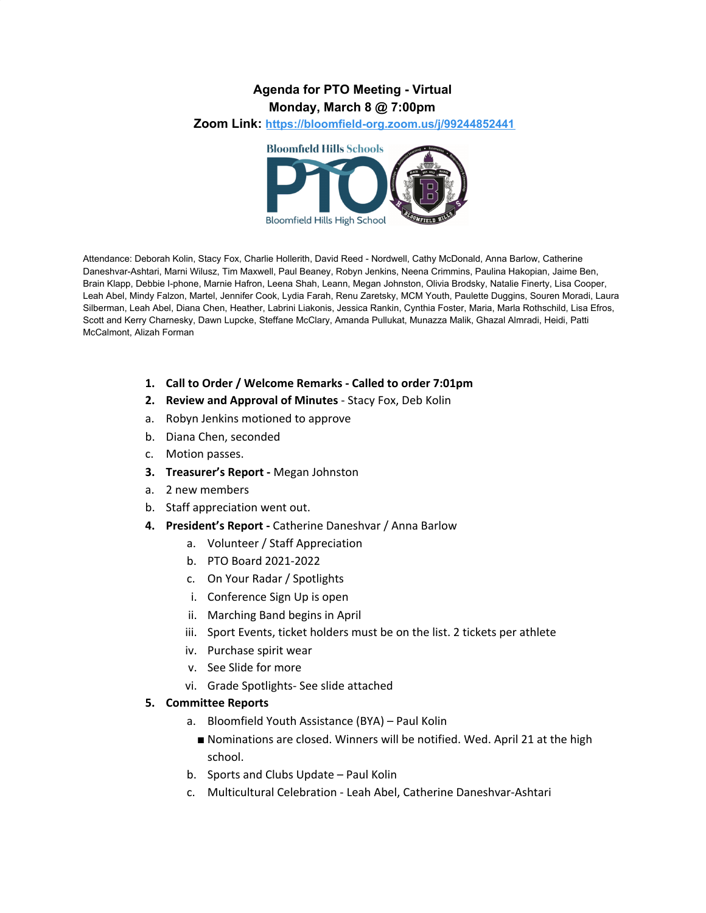# Agenda for PTO Meeting - Virtual
## Monday, March 8 @ 7:00pm
## Zoom Link: https://bloomfield-org.zoom.us/j/99244852441

Attendance: Deborah Kolin, Stacy Fox, Charlie Hollerith, David Reed - Nordwell, Cathy McDonald, Anna Barlow, Catherine Daneshvar-Ashtari, Marni Wilusz, Tim Maxwell, Paul Beaney, Robyn Jenkins, Neena Crimmins, Paulina Hakopian, Jaime Ben, Brain Klapp, Debbie I-phone, Marnie Hafron, Leena Shah, Leann, Megan Johnston, Olivia Brodsky, Natalie Finerty, Lisa Cooper, Leah Abel, Mindy Falzon, Martel, Jennifer Cook, Lydia Farah, Renu Zaretsky, MCM Youth, Paulette Duggins, Souren Moradi, Laura Silberman, Leah Abel, Diana Chen, Heather, Labrini Liakonis, Jessica Rankin, Cynthia Foster, Maria, Marla Rothschild, Lisa Efros, Scott and Kerry Charnesky, Dawn Lupcke, Steffane McClary, Amanda Pullukat, Munazza Malik, Ghazal Almradi, Heidi, Patti McCalmont, Alizah Forman

1. **Call to Order / Welcome Remarks - Called to order 7:01pm**
2. **Review and Approval of Minutes** - Stacy Fox, Deb Kolin
   a. Robyn Jenkins motioned to approve
   b. Diana Chen, seconded
   c. Motion passes.
3. **Treasurer's Report -** Megan Johnston
   a. 2 new members
   b. Staff appreciation went out.
4. **President's Report -** Catherine Daneshvar / Anna Barlow
   a. Volunteer / Staff Appreciation
   b. PTO Board 2021-2022
   c. On Your Radar / Spotlights
      i. Conference Sign Up is open
      ii. Marching Band begins in April
      iii. Sport Events, ticket holders must be on the list. 2 tickets per athlete
      iv. Purchase spirit wear
      v. See Slide for more
      vi. Grade Spotlights- See slide attached
5. **Committee Reports**
   a. Bloomfield Youth Assistance (BYA) – Paul Kolin
      - Nominations are closed. Winners will be notified. Wed. April 21 at the high school.
   b. Sports and Clubs Update – Paul Kolin
   c. Multicultural Celebration - Leah Abel, Catherine Daneshvar-Ashtari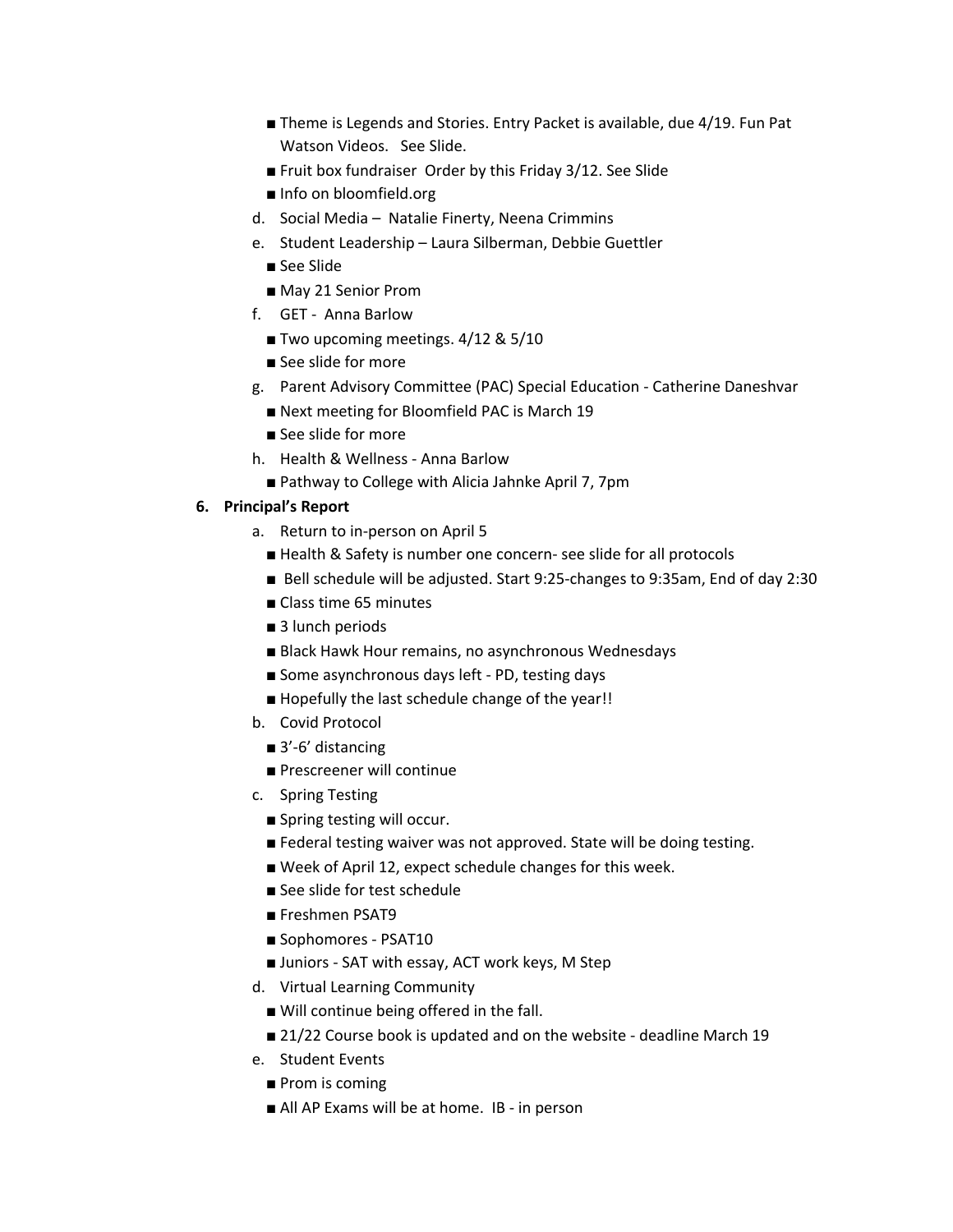- Theme is Legends and Stories. Entry Packet is available, due 4/19. Fun Pat Watson Videos. See Slide.
    - Fruit box fundraiser Order by this Friday 3/12. See Slide
    - Info on bloomfield.org

  d. Social Media – Natalie Finerty, Neena Crimmins

  e. Student Leadership – Laura Silberman, Debbie Guettler
    - See Slide
    - May 21 Senior Prom

  f. GET - Anna Barlow
    - Two upcoming meetings. 4/12 & 5/10
    - See slide for more

  g. Parent Advisory Committee (PAC) Special Education - Catherine Daneshvar
    - Next meeting for Bloomfield PAC is March 19
    - See slide for more

  h. Health & Wellness - Anna Barlow
    - Pathway to College with Alicia Jahnke April 7, 7pm

**6. Principal's Report**

  a. Return to in-person on April 5
    - Health & Safety is number one concern- see slide for all protocols
    - Bell schedule will be adjusted. Start 9:25-changes to 9:35am, End of day 2:30
    - Class time 65 minutes
    - 3 lunch periods
    - Black Hawk Hour remains, no asynchronous Wednesdays
    - Some asynchronous days left - PD, testing days
    - Hopefully the last schedule change of the year!!

  b. Covid Protocol
    - 3'-6' distancing
    - Prescreener will continue

  c. Spring Testing
    - Spring testing will occur.
    - Federal testing waiver was not approved. State will be doing testing.
    - Week of April 12, expect schedule changes for this week.
    - See slide for test schedule
    - Freshmen PSAT9
    - Sophomores - PSAT10
    - Juniors - SAT with essay, ACT work keys, M Step

  d. Virtual Learning Community
    - Will continue being offered in the fall.
    - 21/22 Course book is updated and on the website - deadline March 19

  e. Student Events
    - Prom is coming
    - All AP Exams will be at home. IB - in person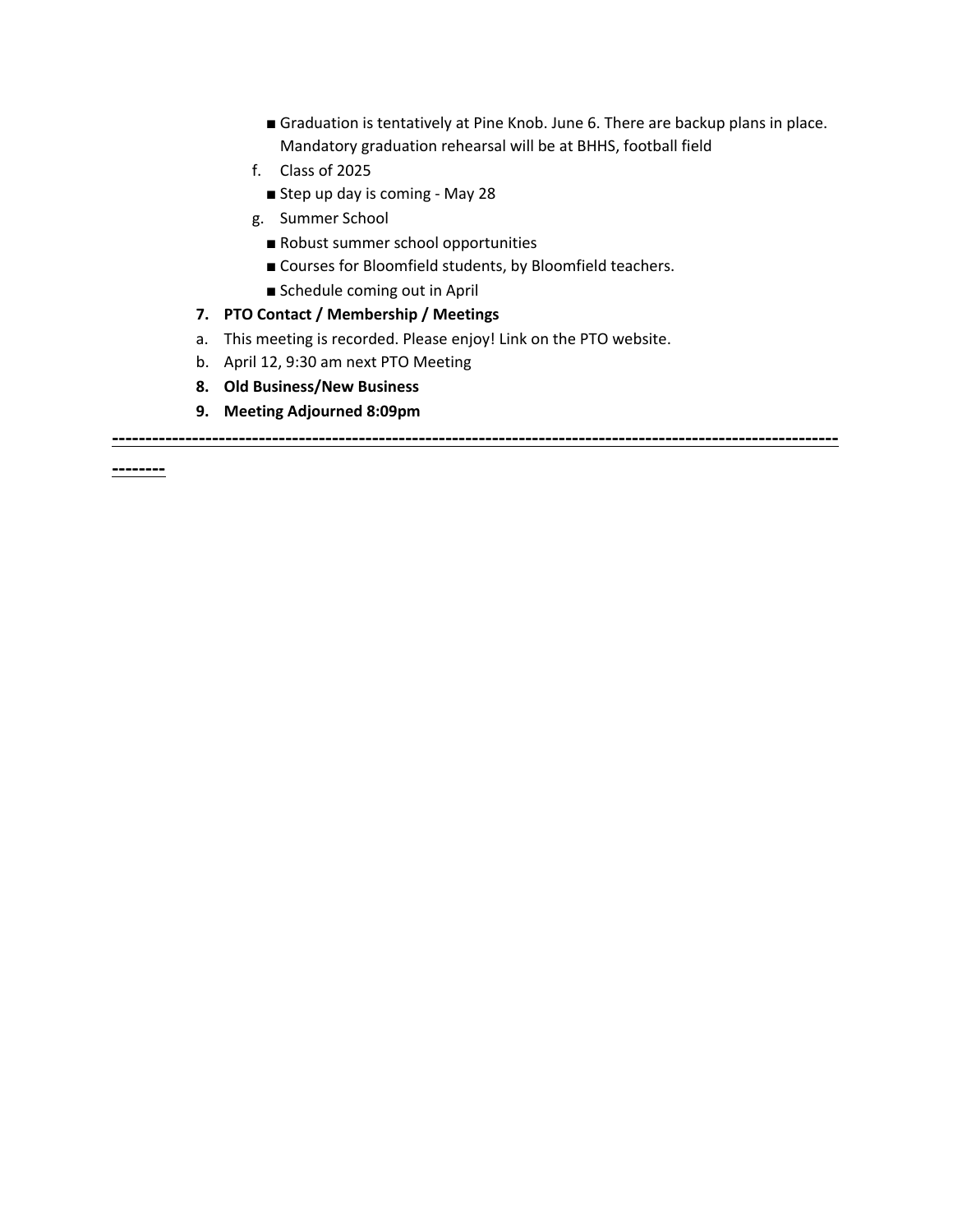- ■ Graduation is tentatively at Pine Knob. June 6. There are backup plans in place. Mandatory graduation rehearsal will be at BHHS, football field

f. Class of 2025
- ■ Step up day is coming - May 28

g. Summer School
- ■ Robust summer school opportunities
- ■ Courses for Bloomfield students, by Bloomfield teachers.
- ■ Schedule coming out in April

**7. PTO Contact / Membership / Meetings**

a. This meeting is recorded. Please enjoy! Link on the PTO website.

b. April 12, 9:30 am next PTO Meeting

**8. Old Business/New Business**

**9. Meeting Adjourned 8:09pm**

**------------------------------------------------------------------------------------------------------------------**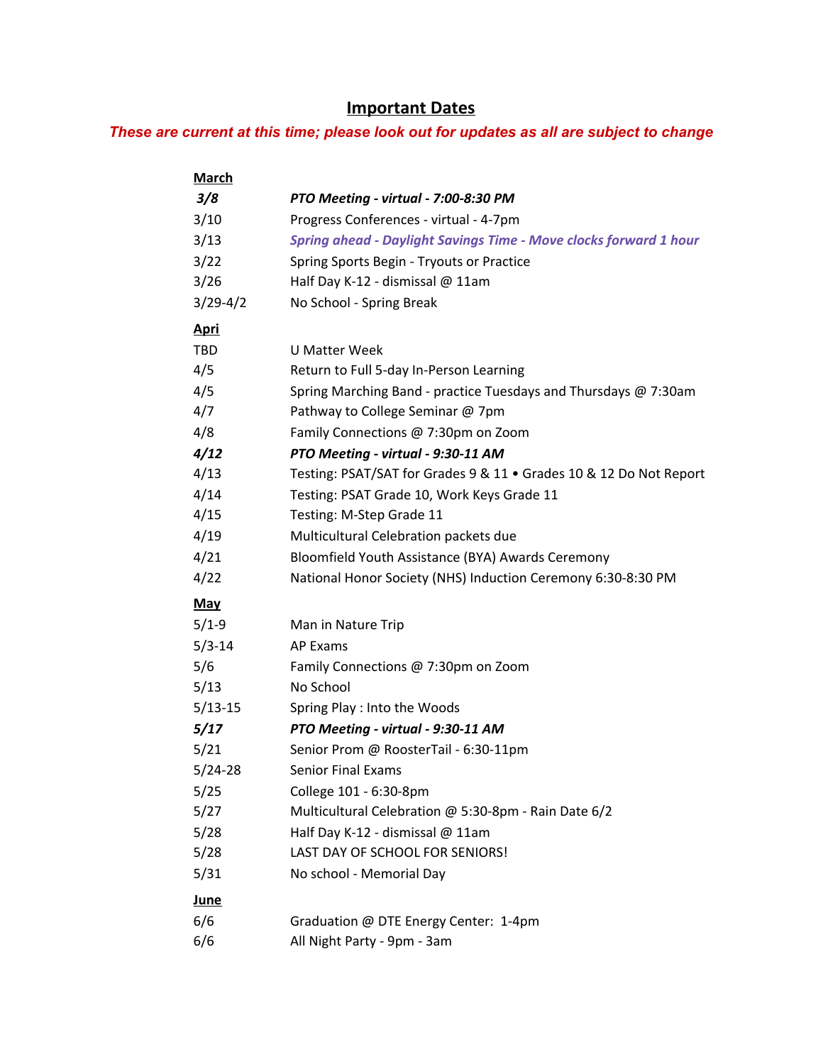# Important Dates

***These are current at this time; please look out for updates as all are subject to change***

**March**

| | |
|---|---|
| ***3/8*** | ***PTO Meeting - virtual - 7:00-8:30 PM*** |
| 3/10 | Progress Conferences - virtual - 4-7pm |
| 3/13 | *Spring ahead - Daylight Savings Time - Move clocks forward 1 hour* |
| 3/22 | Spring Sports Begin - Tryouts or Practice |
| 3/26 | Half Day K-12 - dismissal @ 11am |
| 3/29-4/2 | No School - Spring Break |

**Apri**

| | |
|---|---|
| TBD | U Matter Week |
| 4/5 | Return to Full 5-day In-Person Learning |
| 4/5 | Spring Marching Band - practice Tuesdays and Thursdays @ 7:30am |
| 4/7 | Pathway to College Seminar @ 7pm |
| 4/8 | Family Connections @ 7:30pm on Zoom |
| ***4/12*** | ***PTO Meeting - virtual - 9:30-11 AM*** |
| 4/13 | Testing: PSAT/SAT for Grades 9 & 11 • Grades 10 & 12 Do Not Report |
| 4/14 | Testing: PSAT Grade 10, Work Keys Grade 11 |
| 4/15 | Testing: M-Step Grade 11 |
| 4/19 | Multicultural Celebration packets due |
| 4/21 | Bloomfield Youth Assistance (BYA) Awards Ceremony |
| 4/22 | National Honor Society (NHS) Induction Ceremony 6:30-8:30 PM |

**May**

| | |
|---|---|
| 5/1-9 | Man in Nature Trip |
| 5/3-14 | AP Exams |
| 5/6 | Family Connections @ 7:30pm on Zoom |
| 5/13 | No School |
| 5/13-15 | Spring Play : Into the Woods |
| ***5/17*** | ***PTO Meeting - virtual - 9:30-11 AM*** |
| 5/21 | Senior Prom @ RoosterTail - 6:30-11pm |
| 5/24-28 | Senior Final Exams |
| 5/25 | College 101 - 6:30-8pm |
| 5/27 | Multicultural Celebration @ 5:30-8pm - Rain Date 6/2 |
| 5/28 | Half Day K-12 - dismissal @ 11am |
| 5/28 | LAST DAY OF SCHOOL FOR SENIORS! |
| 5/31 | No school - Memorial Day |

**June**

| | |
|---|---|
| 6/6 | Graduation @ DTE Energy Center: 1-4pm |
| 6/6 | All Night Party - 9pm - 3am |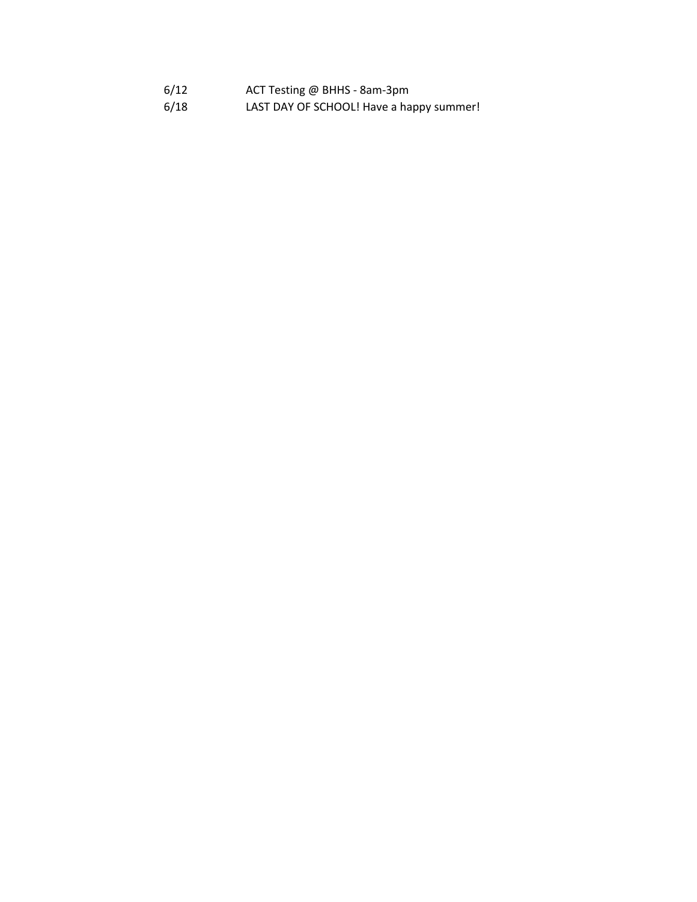| | |
|---|---|
| 6/12 | ACT Testing @ BHHS - 8am-3pm |
| 6/18 | LAST DAY OF SCHOOL! Have a happy summer! |